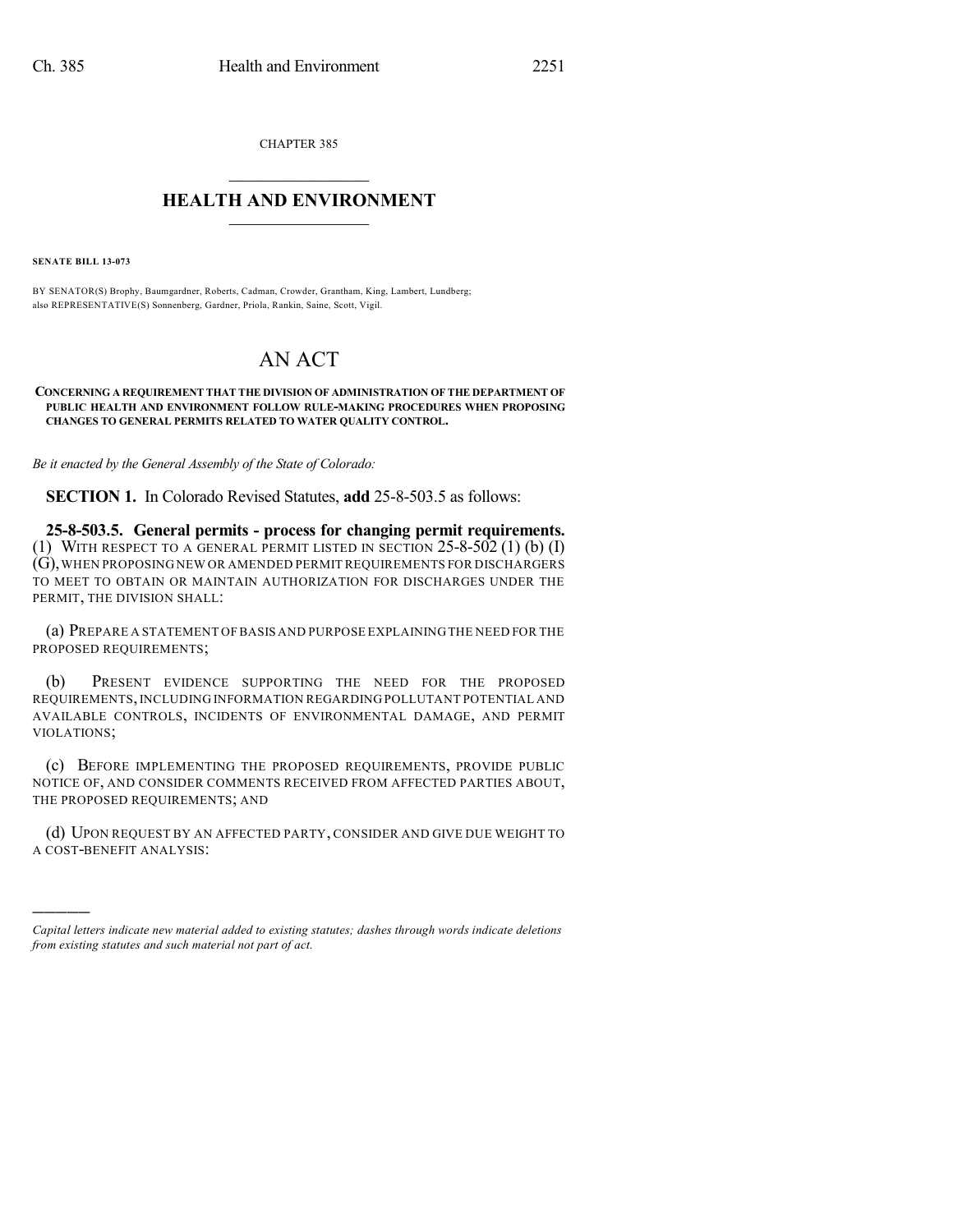CHAPTER 385

# HEALTH AND ENVIRONMENT

**SENATE BILL 13-073**

BY SENATOR(S) Brophy, Baumgardner, Roberts, Cadman, Crowder, Grantham, King, Lambert, Lundberg; also REPRESENTATIVE(S) Sonnenberg, Gardner, Priola, Rankin, Saine, Scott, Vigil.

# AN ACT

**CONCERNING A REQUIREMENT THAT THE DIVISION OF ADMINISTRATION OF THE DEPARTMENT OF PUBLIC HEALTH AND ENVIRONMENT FOLLOW RULE-MAKING PROCEDURES WHEN PROPOSING CHANGES TO GENERAL PERMITS RELATED TO WATER QUALITY CONTROL.**

*Be it enacted by the General Assembly of the State of Colorado:*

**SECTION 1.** In Colorado Revised Statutes, **add** 25-8-503.5 as follows:

**25-8-503.5. General permits - process for changing permit requirements.** (1) WITH RESPECT TO A GENERAL PERMIT LISTED IN SECTION 25-8-502 (1) (b) (I) (G), WHEN PROPOSING NEW OR AMENDED PERMIT REQUIREMENTS FOR DISCHARGERS TO MEET TO OBTAIN OR MAINTAIN AUTHORIZATION FOR DISCHARGES UNDER THE PERMIT, THE DIVISION SHALL:

(a) PREPARE A STATEMENT OF BASIS AND PURPOSE EXPLAINING THE NEED FOR THE PROPOSED REQUIREMENTS;

(b) PRESENT EVIDENCE SUPPORTING THE NEED FOR THE PROPOSED REQUIREMENTS, INCLUDING INFORMATION REGARDING POLLUTANT POTENTIAL AND AVAILABLE CONTROLS, INCIDENTS OF ENVIRONMENTAL DAMAGE, AND PERMIT VIOLATIONS;

(c) BEFORE IMPLEMENTING THE PROPOSED REQUIREMENTS, PROVIDE PUBLIC NOTICE OF, AND CONSIDER COMMENTS RECEIVED FROM AFFECTED PARTIES ABOUT, THE PROPOSED REQUIREMENTS; AND

(d) UPON REQUEST BY AN AFFECTED PARTY, CONSIDER AND GIVE DUE WEIGHT TO A COST-BENEFIT ANALYSIS:

---

*Capital letters indicate new material added to existing statutes; dashes through words indicate deletions from existing statutes and such material not part of act.*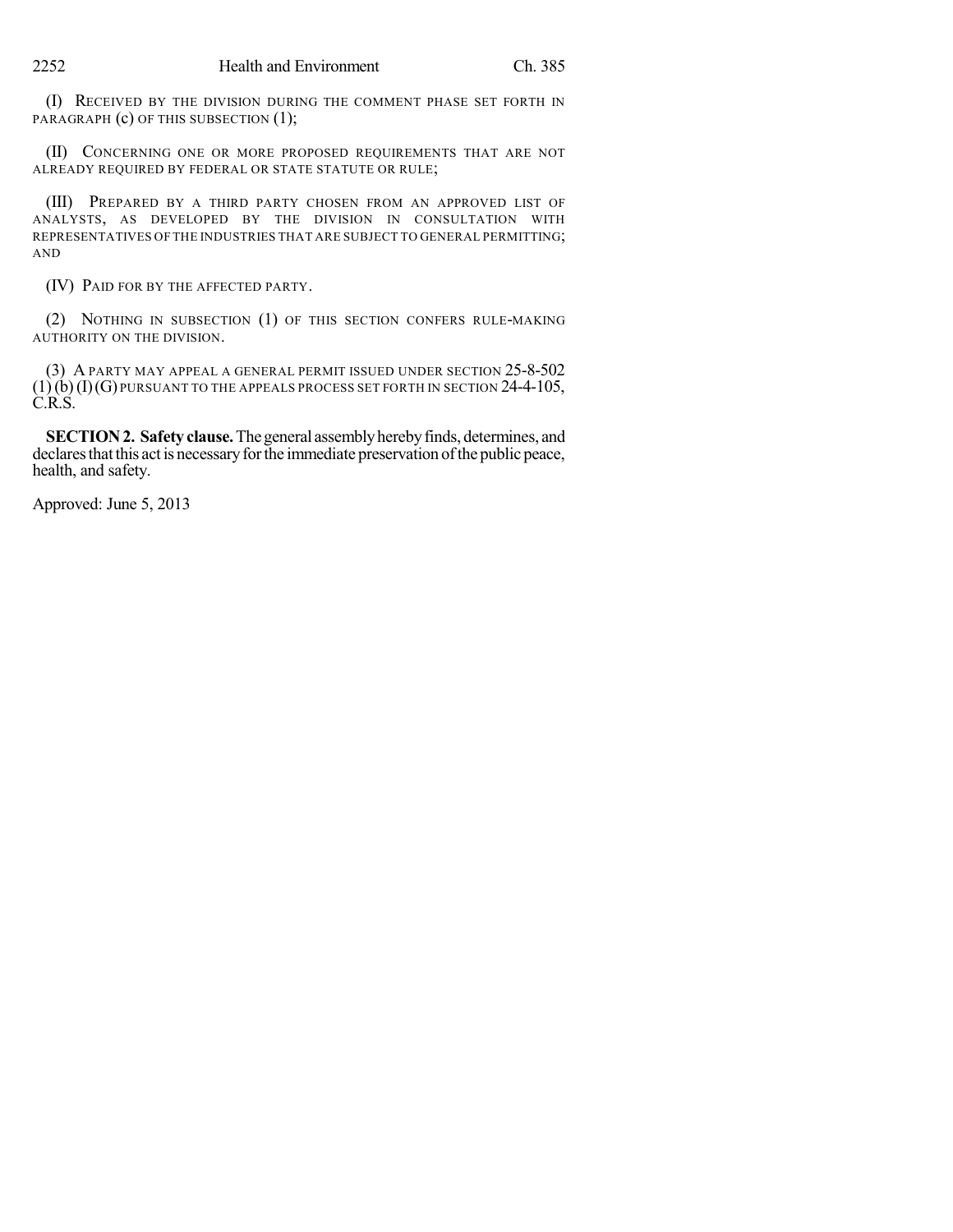(I) RECEIVED BY THE DIVISION DURING THE COMMENT PHASE SET FORTH IN PARAGRAPH (c) OF THIS SUBSECTION (1);

(II) CONCERNING ONE OR MORE PROPOSED REQUIREMENTS THAT ARE NOT ALREADY REQUIRED BY FEDERAL OR STATE STATUTE OR RULE;

(III) PREPARED BY A THIRD PARTY CHOSEN FROM AN APPROVED LIST OF ANALYSTS, AS DEVELOPED BY THE DIVISION IN CONSULTATION WITH REPRESENTATIVES OF THE INDUSTRIES THAT ARE SUBJECT TO GENERAL PERMITTING; AND

(IV) PAID FOR BY THE AFFECTED PARTY.

(2) NOTHING IN SUBSECTION (1) OF THIS SECTION CONFERS RULE-MAKING AUTHORITY ON THE DIVISION.

(3) A PARTY MAY APPEAL A GENERAL PERMIT ISSUED UNDER SECTION 25-8-502 (1) (b) (I) (G) PURSUANT TO THE APPEALS PROCESS SET FORTH IN SECTION 24-4-105, C.R.S.

**SECTION 2. Safety clause.** The general assembly hereby finds, determines, and declares that this act is necessary for the immediate preservation of the public peace, health, and safety.

Approved: June 5, 2013